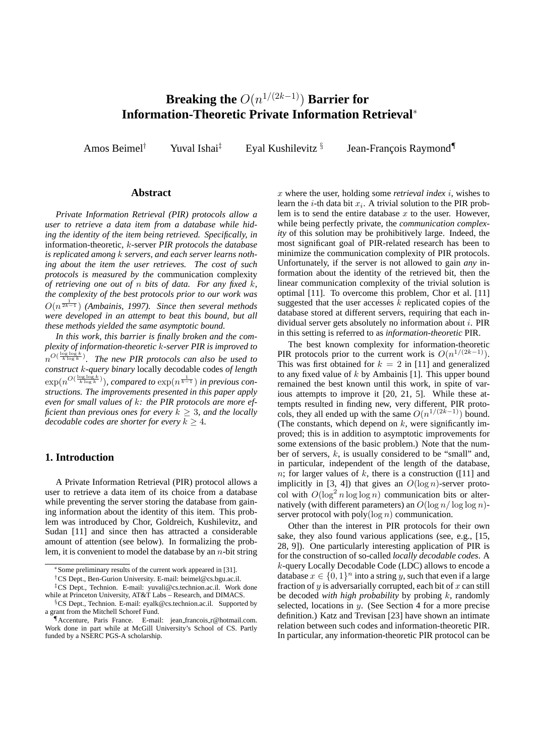# Breaking the $O(n^{1/(2k-1)})$ Barrier for Information-Theoretic Private Information Retrieval*

Amos Beimel[†] Yuval Ishai[‡] Eyal Kushilevitz[§] Jean-François Raymond[¶]

## Abstract

*Private Information Retrieval (PIR) protocols allow a user to retrieve a data item from a database while hiding the identity of the item being retrieved. Specifically, in* information-theoretic, $k$-server *PIR protocols the database is replicated among $k$ servers, and each server learns nothing about the item the user retrieves. The cost of such protocols is measured by the* communication complexity *of retrieving one out of $n$ bits of data. For any fixed $k$, the complexity of the best protocols prior to our work was $O(n^{\frac{1}{2k-1}})$ (Ambainis, 1997). Since then several methods were developed in an attempt to beat this bound, but all these methods yielded the same asymptotic bound.*

*In this work, this barrier is finally broken and the complexity of information-theoretic $k$-server PIR is improved to $n^{O(\frac{\log\log k}{k \log k})}$. The new PIR protocols can also be used to construct $k$-query binary* locally decodable codes *of length $\exp(n^{O(\frac{\log\log k}{k \log k})})$, compared to $\exp(n^{\frac{1}{k-1}})$ in previous constructions. The improvements presented in this paper apply even for small values of $k$: the PIR protocols are more efficient than previous ones for every $k \geq 3$, and the locally decodable codes are shorter for every $k \geq 4$.*

## 1. Introduction

A Private Information Retrieval (PIR) protocol allows a user to retrieve a data item of its choice from a database while preventing the server storing the database from gaining information about the identity of this item. This problem was introduced by Chor, Goldreich, Kushilevitz, and Sudan [11] and since then has attracted a considerable amount of attention (see below). In formalizing the problem, it is convenient to model the database by an $n$-bit string $x$ where the user, holding some *retrieval index* $i$, wishes to learn the $i$-th data bit $x_i$. A trivial solution to the PIR problem is to send the entire database $x$ to the user. However, while being perfectly private, the *communication complexity* of this solution may be prohibitively large. Indeed, the most significant goal of PIR-related research has been to minimize the communication complexity of PIR protocols. Unfortunately, if the server is not allowed to gain *any* information about the identity of the retrieved bit, then the linear communication complexity of the trivial solution is optimal [11]. To overcome this problem, Chor et al. [11] suggested that the user accesses $k$ replicated copies of the database stored at different servers, requiring that each individual server gets absolutely no information about $i$. PIR in this setting is referred to as *information-theoretic* PIR.

The best known complexity for information-theoretic PIR protocols prior to the current work is $O(n^{1/(2k-1)})$. This was first obtained for $k = 2$ in [11] and generalized to any fixed value of $k$ by Ambainis [1]. This upper bound remained the best known until this work, in spite of various attempts to improve it [20, 21, 5]. While these attempts resulted in finding new, very different, PIR protocols, they all ended up with the same $O(n^{1/(2k-1)})$ bound. (The constants, which depend on $k$, were significantly improved; this is in addition to asymptotic improvements for some extensions of the basic problem.) Note that the number of servers, $k$, is usually considered to be "small" and, in particular, independent of the length of the database, $n$; for larger values of $k$, there is a construction ([11] and implicitly in [3, 4]) that gives an $O(\log n)$-server protocol with $O(\log^2 n \log\log n)$ communication bits or alternatively (with different parameters) an $O(\log n/\log\log n)$-server protocol with $\text{poly}(\log n)$ communication.

Other than the interest in PIR protocols for their own sake, they also found various applications (see, e.g., [15, 28, 9]). One particularly interesting application of PIR is for the construction of so-called *locally decodable codes*. A $k$-query Locally Decodable Code (LDC) allows to encode a database $x \in \{0,1\}^n$ into a string $y$, such that even if a large fraction of $y$ is adversarially corrupted, each bit of $x$ can still be decoded *with high probability* by probing $k$, randomly selected, locations in $y$. (See Section 4 for a more precise definition.) Katz and Trevisan [23] have shown an intimate relation between such codes and information-theoretic PIR. In particular, any information-theoretic PIR protocol can be

---

*Some preliminary results of the current work appeared in [31].

[†]CS Dept., Ben-Gurion University. E-mail: beimel@cs.bgu.ac.il.

[‡]CS Dept., Technion. E-mail: yuvali@cs.technion.ac.il. Work done while at Princeton University, AT&T Labs – Research, and DIMACS.

[§]CS Dept., Technion. E-mail: eyalk@cs.technion.ac.il. Supported by a grant from the Mitchell Schoref Fund.

[¶]Accenture, Paris France. E-mail: jean_francois_r@hotmail.com. Work done in part while at McGill University's School of CS. Partly funded by a NSERC PGS-A scholarship.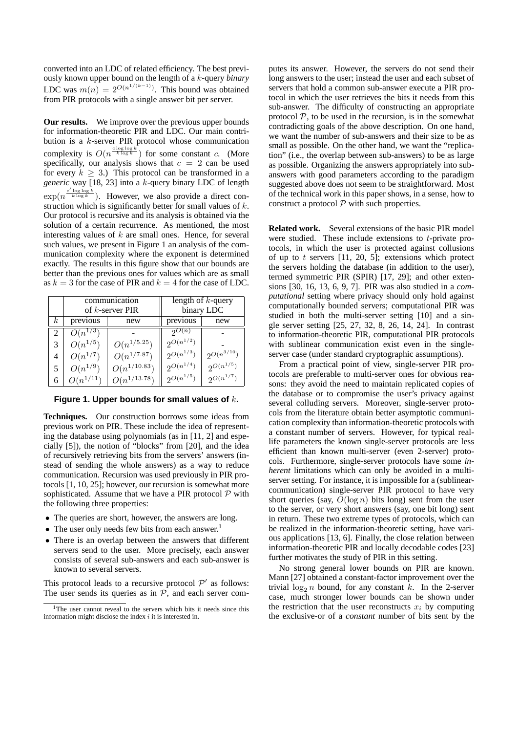converted into an LDC of related efficiency. The best previously known upper bound on the length of a $k$-query *binary* LDC was $m(n) = 2^{O(n^{1/(k-1)})}$. This bound was obtained from PIR protocols with a single answer bit per server.

**Our results.** We improve over the previous upper bounds for information-theoretic PIR and LDC. Our main contribution is a $k$-server PIR protocol whose communication complexity is $O(n^{\frac{c \log\log k}{k \log k}})$ for some constant $c$. (More specifically, our analysis shows that $c = 2$ can be used for every $k \geq 3$.) This protocol can be transformed in a *generic* way [18, 23] into a $k$-query binary LDC of length $\exp(n^{\frac{c' \log\log k}{k \log k}})$. However, we also provide a direct construction which is significantly better for small values of $k$. Our protocol is recursive and its analysis is obtained via the solution of a certain recurrence. As mentioned, the most interesting values of $k$ are small ones. Hence, for several such values, we present in Figure 1 an analysis of the communication complexity where the exponent is determined exactly. The results in this figure show that our bounds are better than the previous ones for values which are as small as $k = 3$ for the case of PIR and $k = 4$ for the case of LDC.

| | communication of $k$-server PIR | | length of $k$-query binary LDC | |
|---|---|---|---|---|
| $k$ | previous | new | previous | new |
| 2 | $O(n^{1/3})$ | - | $2^{O(n)}$ | - |
| 3 | $O(n^{1/5})$ | $O(n^{1/5.25})$ | $2^{O(n^{1/2})}$ | - |
| 4 | $O(n^{1/7})$ | $O(n^{1/7.87})$ | $2^{O(n^{1/3})}$ | $2^{O(n^{3/10})}$ |
| 5 | $O(n^{1/9})$ | $O(n^{1/10.83})$ | $2^{O(n^{1/4})}$ | $2^{O(n^{1/5})}$ |
| 6 | $O(n^{1/11})$ | $O(n^{1/13.78})$ | $2^{O(n^{1/5})}$ | $2^{O(n^{1/7})}$ |

**Figure 1. Upper bounds for small values of $k$.**

**Techniques.** Our construction borrows some ideas from previous work on PIR. These include the idea of representing the database using polynomials (as in [11, 2] and especially [5]), the notion of "blocks" from [20], and the idea of recursively retrieving bits from the servers' answers (instead of sending the whole answers) as a way to reduce communication. Recursion was used previously in PIR protocols [1, 10, 25]; however, our recursion is somewhat more sophisticated. Assume that we have a PIR protocol $\mathcal{P}$ with the following three properties:

- The queries are short, however, the answers are long.
- The user only needs few bits from each answer.[1]
- There is an overlap between the answers that different servers send to the user. More precisely, each answer consists of several sub-answers and each sub-answer is known to several servers.

This protocol leads to a recursive protocol $\mathcal{P}'$ as follows: The user sends its queries as in $\mathcal{P}$, and each server computes its answer. However, the servers do not send their long answers to the user; instead the user and each subset of servers that hold a common sub-answer execute a PIR protocol in which the user retrieves the bits it needs from this sub-answer. The difficulty of constructing an appropriate protocol $\mathcal{P}$, to be used in the recursion, is in the somewhat contradicting goals of the above description. On one hand, we want the number of sub-answers and their size to be as small as possible. On the other hand, we want the "replication" (i.e., the overlap between sub-answers) to be as large as possible. Organizing the answers appropriately into sub-answers with good parameters according to the paradigm suggested above does not seem to be straightforward. Most of the technical work in this paper shows, in a sense, how to construct a protocol $\mathcal{P}$ with such properties.

[1] The user cannot reveal to the servers which bits it needs since this information might disclose the index $i$ it is interested in.

**Related work.** Several extensions of the basic PIR model were studied. These include extensions to $t$-private protocols, in which the user is protected against collusions of up to $t$ servers [11, 20, 5]; extensions which protect the servers holding the database (in addition to the user), termed symmetric PIR (SPIR) [17, 29]; and other extensions [30, 16, 13, 6, 9, 7]. PIR was also studied in a *computational* setting where privacy should only hold against computationally bounded servers; computational PIR was studied in both the multi-server setting [10] and a single server setting [25, 27, 32, 8, 26, 14, 24]. In contrast to information-theoretic PIR, computational PIR protocols with sublinear communication exist even in the single-server case (under standard cryptographic assumptions).

From a practical point of view, single-server PIR protocols are preferable to multi-server ones for obvious reasons: they avoid the need to maintain replicated copies of the database or to compromise the user's privacy against several colluding servers. Moreover, single-server protocols from the literature obtain better asymptotic communication complexity than information-theoretic protocols with a constant number of servers. However, for typical real-life parameters the known single-server protocols are less efficient than known multi-server (even 2-server) protocols. Furthermore, single-server protocols have some *inherent* limitations which can only be avoided in a multi-server setting. For instance, it is impossible for a (sublinear-communication) single-server PIR protocol to have very short queries (say, $O(\log n)$ bits long) sent from the user to the server, or very short answers (say, one bit long) sent in return. These two extreme types of protocols, which can be realized in the information-theoretic setting, have various applications [13, 6]. Finally, the close relation between information-theoretic PIR and locally decodable codes [23] further motivates the study of PIR in this setting.

No strong general lower bounds on PIR are known. Mann [27] obtained a constant-factor improvement over the trivial $\log_2 n$ bound, for any constant $k$. In the 2-server case, much stronger lower bounds can be shown under the restriction that the user reconstructs $x_i$ by computing the exclusive-or of a *constant* number of bits sent by the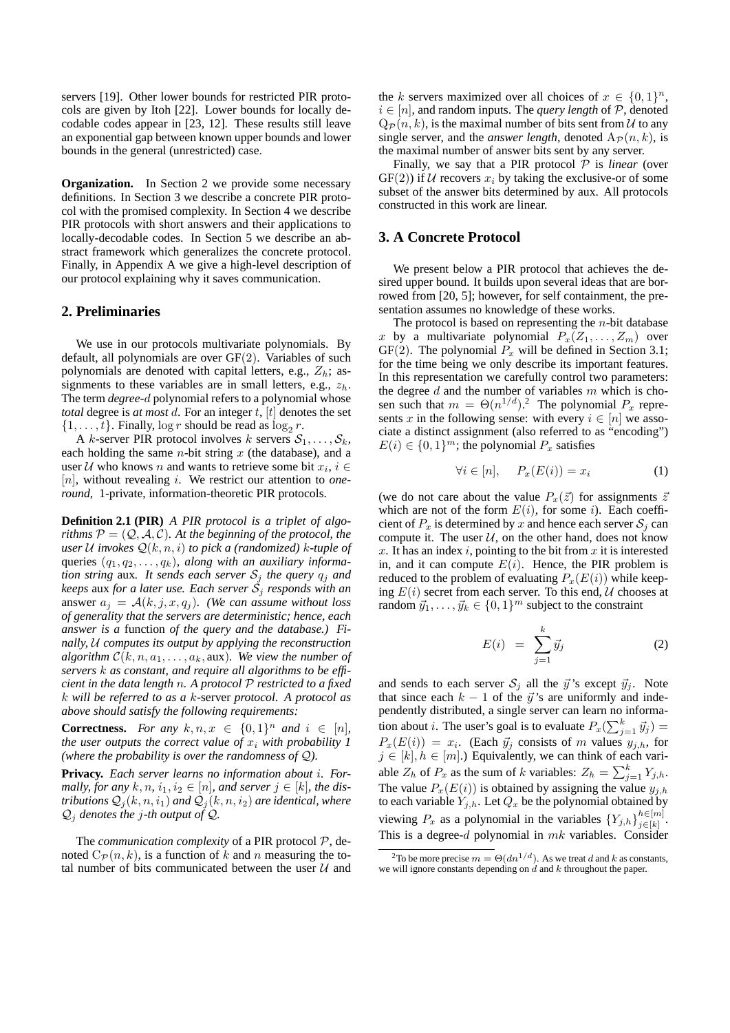servers [19]. Other lower bounds for restricted PIR protocols are given by Itoh [22]. Lower bounds for locally decodable codes appear in [23, 12]. These results still leave an exponential gap between known upper bounds and lower bounds in the general (unrestricted) case.

**Organization.** In Section 2 we provide some necessary definitions. In Section 3 we describe a concrete PIR protocol with the promised complexity. In Section 4 we describe PIR protocols with short answers and their applications to locally-decodable codes. In Section 5 we describe an abstract framework which generalizes the concrete protocol. Finally, in Appendix A we give a high-level description of our protocol explaining why it saves communication.

## 2. Preliminaries

We use in our protocols multivariate polynomials. By default, all polynomials are over GF(2). Variables of such polynomials are denoted with capital letters, e.g., $Z_h$; assignments to these variables are in small letters, e.g., $z_h$. The term *degree-$d$* polynomial refers to a polynomial whose *total* degree is *at most* $d$. For an integer $t$, $[t]$ denotes the set $\{1,\ldots,t\}$. Finally, $\log r$ should be read as $\log_2 r$.

A $k$-server PIR protocol involves $k$ servers $\mathcal{S}_1,\ldots,\mathcal{S}_k$, each holding the same $n$-bit string $x$ (the database), and a user $\mathcal{U}$ who knows $n$ and wants to retrieve some bit $x_i$, $i \in [n]$, without revealing $i$. We restrict our attention to *one-round*, 1-private, information-theoretic PIR protocols.

**Definition 2.1 (PIR)** *A PIR protocol is a triplet of algorithms $\mathcal{P} = (\mathcal{Q},\mathcal{A},\mathcal{C})$. At the beginning of the protocol, the user $\mathcal{U}$ invokes $\mathcal{Q}(k,n,i)$ to pick a (randomized) $k$-tuple of* queries *$(q_1,q_2,\ldots,q_k)$, along with an auxiliary information string* aux*. It sends each server $\mathcal{S}_j$ the query $q_j$ and keeps* aux *for a later use. Each server $\mathcal{S}_j$ responds with an* answer *$a_j = \mathcal{A}(k,j,x,q_j)$. (We can assume without loss of generality that the servers are deterministic; hence, each answer is a* function *of the query and the database.) Finally, $\mathcal{U}$ computes its output by applying the reconstruction algorithm $\mathcal{C}(k,n,a_1,\ldots,a_k,\text{aux})$. We view the number of servers $k$ as constant, and require all algorithms to be efficient in the data length $n$. A protocol $\mathcal{P}$ restricted to a fixed $k$ will be referred to as a $k$-*server *protocol. A protocol as above should satisfy the following requirements:*

**Correctness.** *For any $k,n,x \in \{0,1\}^n$ and $i \in [n]$, the user outputs the correct value of $x_i$ with probability 1 (where the probability is over the randomness of $\mathcal{Q}$).*

**Privacy.** *Each server learns no information about $i$. Formally, for any $k,n,i_1,i_2 \in [n]$, and server $j \in [k]$, the distributions $\mathcal{Q}_j(k,n,i_1)$ and $\mathcal{Q}_j(k,n,i_2)$ are identical, where $\mathcal{Q}_j$ denotes the $j$-th output of $\mathcal{Q}$.*

The *communication complexity* of a PIR protocol $\mathcal{P}$, denoted $\mathrm{C}_{\mathcal{P}}(n,k)$, is a function of $k$ and $n$ measuring the total number of bits communicated between the user $\mathcal{U}$ and the $k$ servers maximized over all choices of $x \in \{0,1\}^n$, $i \in [n]$, and random inputs. The *query length* of $\mathcal{P}$, denoted $\mathrm{Q}_{\mathcal{P}}(n,k)$, is the maximal number of bits sent from $\mathcal{U}$ to any single server, and the *answer length*, denoted $\mathrm{A}_{\mathcal{P}}(n,k)$, is the maximal number of answer bits sent by any server.

Finally, we say that a PIR protocol $\mathcal{P}$ is *linear* (over GF(2)) if $\mathcal{U}$ recovers $x_i$ by taking the exclusive-or of some subset of the answer bits determined by aux. All protocols constructed in this work are linear.

## 3. A Concrete Protocol

We present below a PIR protocol that achieves the desired upper bound. It builds upon several ideas that are borrowed from [20, 5]; however, for self containment, the presentation assumes no knowledge of these works.

The protocol is based on representing the $n$-bit database $x$ by a multivariate polynomial $P_x(Z_1,\ldots,Z_m)$ over GF(2). The polynomial $P_x$ will be defined in Section 3.1; for the time being we only describe its important features. In this representation we carefully control two parameters: the degree $d$ and the number of variables $m$ which is chosen such that $m = \Theta(n^{1/d})$.[2] The polynomial $P_x$ represents $x$ in the following sense: with every $i \in [n]$ we associate a distinct assignment (also referred to as "encoding") $E(i) \in \{0,1\}^m$; the polynomial $P_x$ satisfies

$$\forall i \in [n], \quad P_x(E(i)) = x_i \tag{1}$$

(we do not care about the value $P_x(\vec{z})$ for assignments $\vec{z}$ which are not of the form $E(i)$, for some $i$). Each coefficient of $P_x$ is determined by $x$ and hence each server $\mathcal{S}_j$ can compute it. The user $\mathcal{U}$, on the other hand, does not know $x$. It has an index $i$, pointing to the bit from $x$ it is interested in, and it can compute $E(i)$. Hence, the PIR problem is reduced to the problem of evaluating $P_x(E(i))$ while keeping $E(i)$ secret from each server. To this end, $\mathcal{U}$ chooses at random $\vec{y}_1,\ldots,\vec{y}_k \in \{0,1\}^m$ subject to the constraint

$$E(i) \;=\; \sum_{j=1}^{k} \vec{y}_j \tag{2}$$

and sends to each server $\mathcal{S}_j$ all the $\vec{y}$'s except $\vec{y}_j$. Note that since each $k-1$ of the $\vec{y}$'s are uniformly and independently distributed, a single server can learn no information about $i$. The user's goal is to evaluate $P_x(\sum_{j=1}^{k}\vec{y}_j) = P_x(E(i)) = x_i$. (Each $\vec{y}_j$ consists of $m$ values $y_{j,h}$, for $j \in [k], h \in [m]$.) Equivalently, we can think of each variable $Z_h$ of $P_x$ as the sum of $k$ variables: $Z_h = \sum_{j=1}^{k} Y_{j,h}$. The value $P_x(E(i))$ is obtained by assigning the value $y_{j,h}$ to each variable $Y_{j,h}$. Let $Q_x$ be the polynomial obtained by viewing $P_x$ as a polynomial in the variables $\{Y_{j,h}\}_{j\in[k]}^{h\in[m]}$. This is a degree-$d$ polynomial in $mk$ variables. Consider

[2] To be more precise $m = \Theta(dn^{1/d})$. As we treat $d$ and $k$ as constants, we will ignore constants depending on $d$ and $k$ throughout the paper.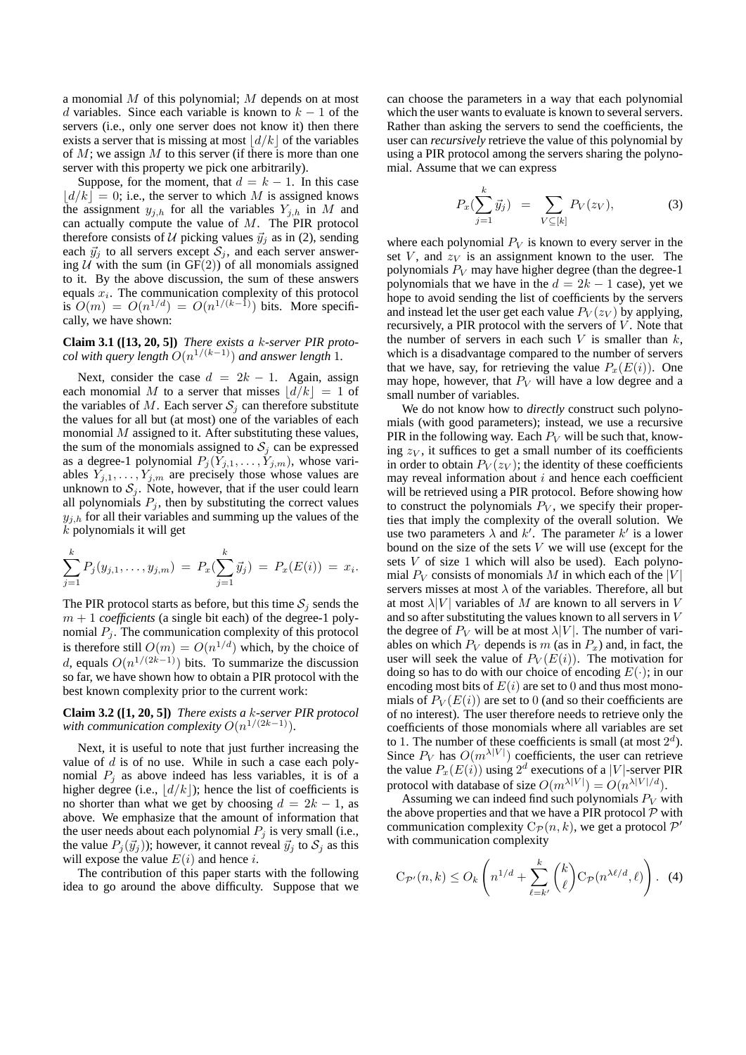a monomial $M$ of this polynomial; $M$ depends on at most $d$ variables. Since each variable is known to $k-1$ of the servers (i.e., only one server does not know it) then there exists a server that is missing at most $\lfloor d/k \rfloor$ of the variables of $M$; we assign $M$ to this server (if there is more than one server with this property we pick one arbitrarily).

Suppose, for the moment, that $d = k-1$. In this case $\lfloor d/k \rfloor = 0$; i.e., the server to which $M$ is assigned knows the assignment $y_{j,h}$ for all the variables $Y_{j,h}$ in $M$ and can actually compute the value of $M$. The PIR protocol therefore consists of $\mathcal{U}$ picking values $\vec{y}_j$ as in (2), sending each $\vec{y}_j$ to all servers except $\mathcal{S}_j$, and each server answering $\mathcal{U}$ with the sum (in GF(2)) of all monomials assigned to it. By the above discussion, the sum of these answers equals $x_i$. The communication complexity of this protocol is $O(m) = O(n^{1/d}) = O(n^{1/(k-1)})$ bits. More specifically, we have shown:

**Claim 3.1 ([13, 20, 5])** *There exists a $k$-server PIR protocol with query length $O(n^{1/(k-1)})$ and answer length 1.*

Next, consider the case $d = 2k-1$. Again, assign each monomial $M$ to a server that misses $\lfloor d/k \rfloor = 1$ of the variables of $M$. Each server $\mathcal{S}_j$ can therefore substitute the values for all but (at most) one of the variables of each monomial $M$ assigned to it. After substituting these values, the sum of the monomials assigned to $\mathcal{S}_j$ can be expressed as a degree-1 polynomial $P_j(Y_{j,1}, \ldots, Y_{j,m})$, whose variables $Y_{j,1}, \ldots, Y_{j,m}$ are precisely those whose values are unknown to $\mathcal{S}_j$. Note, however, that if the user could learn all polynomials $P_j$, then by substituting the correct values $y_{j,h}$ for all their variables and summing up the values of the $k$ polynomials it will get

$$\sum_{j=1}^{k} P_j(y_{j,1}, \ldots, y_{j,m}) \;=\; P_x(\sum_{j=1}^{k} \vec{y}_j) \;=\; P_x(E(i)) \;=\; x_i.$$

The PIR protocol starts as before, but this time $\mathcal{S}_j$ sends the $m+1$ *coefficients* (a single bit each) of the degree-1 polynomial $P_j$. The communication complexity of this protocol is therefore still $O(m) = O(n^{1/d})$ which, by the choice of $d$, equals $O(n^{1/(2k-1)})$ bits. To summarize the discussion so far, we have shown how to obtain a PIR protocol with the best known complexity prior to the current work:

**Claim 3.2 ([1, 20, 5])** *There exists a $k$-server PIR protocol with communication complexity $O(n^{1/(2k-1)})$.*

Next, it is useful to note that just further increasing the value of $d$ is of no use. While in such a case each polynomial $P_j$ as above indeed has less variables, it is of a higher degree (i.e., $\lfloor d/k \rfloor$); hence the list of coefficients is no shorter than what we get by choosing $d = 2k-1$, as above. We emphasize that the amount of information that the user needs about each polynomial $P_j$ is very small (i.e., the value $P_j(\vec{y}_j)$); however, it cannot reveal $\vec{y}_j$ to $\mathcal{S}_j$ as this will expose the value $E(i)$ and hence $i$.

The contribution of this paper starts with the following idea to go around the above difficulty. Suppose that we can choose the parameters in a way that each polynomial which the user wants to evaluate is known to several servers. Rather than asking the servers to send the coefficients, the user can *recursively* retrieve the value of this polynomial by using a PIR protocol among the servers sharing the polynomial. Assume that we can express

$$P_x(\sum_{j=1}^{k} \vec{y}_j) \;=\; \sum_{V \subseteq [k]} P_V(z_V), \tag{3}$$

where each polynomial $P_V$ is known to every server in the set $V$, and $z_V$ is an assignment known to the user. The polynomials $P_V$ may have higher degree (than the degree-1 polynomials that we have in the $d = 2k-1$ case), yet we hope to avoid sending the list of coefficients by the servers and instead let the user get each value $P_V(z_V)$ by applying, recursively, a PIR protocol with the servers of $V$. Note that the number of servers in each such $V$ is smaller than $k$, which is a disadvantage compared to the number of servers that we have, say, for retrieving the value $P_x(E(i))$. One may hope, however, that $P_V$ will have a low degree and a small number of variables.

We do not know how to *directly* construct such polynomials (with good parameters); instead, we use a recursive PIR in the following way. Each $P_V$ will be such that, knowing $z_V$, it suffices to get a small number of its coefficients in order to obtain $P_V(z_V)$; the identity of these coefficients may reveal information about $i$ and hence each coefficient will be retrieved using a PIR protocol. Before showing how to construct the polynomials $P_V$, we specify their properties that imply the complexity of the overall solution. We use two parameters $\lambda$ and $k'$. The parameter $k'$ is a lower bound on the size of the sets $V$ we will use (except for the sets $V$ of size 1 which will also be used). Each polynomial $P_V$ consists of monomials $M$ in which each of the $|V|$ servers misses at most $\lambda$ of the variables. Therefore, all but at most $\lambda|V|$ variables of $M$ are known to all servers in $V$ and so after substituting the values known to all servers in $V$ the degree of $P_V$ will be at most $\lambda|V|$. The number of variables on which $P_V$ depends is $m$ (as in $P_x$) and, in fact, the user will seek the value of $P_V(E(i))$. The motivation for doing so has to do with our choice of encoding $E(\cdot)$; in our encoding most bits of $E(i)$ are set to 0 and thus most monomials of $P_V(E(i))$ are set to 0 (and so their coefficients are of no interest). The user therefore needs to retrieve only the coefficients of those monomials where all variables are set to 1. The number of these coefficients is small (at most $2^d$). Since $P_V$ has $O(m^{\lambda|V|})$ coefficients, the user can retrieve the value $P_x(E(i))$ using $2^d$ executions of a $|V|$-server PIR protocol with database of size $O(m^{\lambda|V|}) = O(n^{\lambda|V|/d})$.

Assuming we can indeed find such polynomials $P_V$ with the above properties and that we have a PIR protocol $\mathcal{P}$ with communication complexity $\mathrm{C}_{\mathcal{P}}(n,k)$, we get a protocol $\mathcal{P}'$ with communication complexity

$$\mathrm{C}_{\mathcal{P}'}(n,k) \le O_k\left(n^{1/d} + \sum_{\ell=k'}^{k} \binom{k}{\ell} \mathrm{C}_{\mathcal{P}}(n^{\lambda\ell/d}, \ell)\right). \tag{4}$$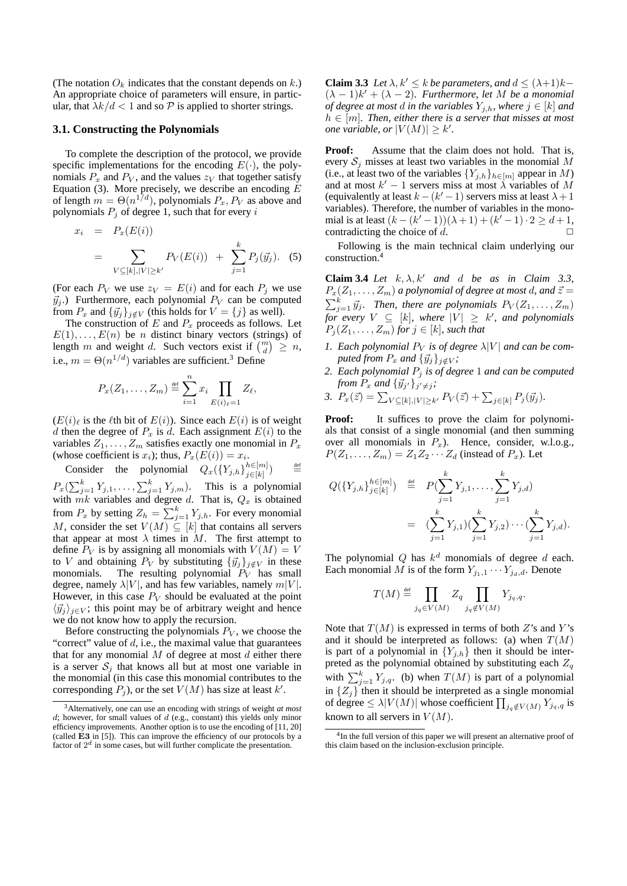(The notation $O_k$ indicates that the constant depends on $k$.) An appropriate choice of parameters will ensure, in particular, that $\lambda k/d < 1$ and so $\mathcal{P}$ is applied to shorter strings.

### 3.1. Constructing the Polynomials

To complete the description of the protocol, we provide specific implementations for the encoding $E(\cdot)$, the polynomials $P_x$ and $P_V$, and the values $z_V$ that together satisfy Equation (3). More precisely, we describe an encoding $E$ of length $m = \Theta(n^{1/d})$, polynomials $P_x, P_V$ as above and polynomials $P_j$ of degree 1, such that for every $i$

$$x_i = P_x(E(i)) = \sum_{V \subseteq [k], |V| \geq k'} P_V(E(i)) + \sum_{j=1}^{k} P_j(\vec{y}_j). \quad (5)$$

(For each $P_V$ we use $z_V = E(i)$ and for each $P_j$ we use $\vec{y}_j$.) Furthermore, each polynomial $P_V$ can be computed from $P_x$ and $\{\vec{y}_j\}_{j \notin V}$ (this holds for $V = \{j\}$ as well).

The construction of $E$ and $P_x$ proceeds as follows. Let $E(1), \ldots, E(n)$ be $n$ distinct binary vectors (strings) of length $m$ and weight $d$. Such vectors exist if $\binom{m}{d} \geq n$, i.e., $m = \Theta(n^{1/d})$ variables are sufficient.[3] Define

$$P_x(Z_1, \ldots, Z_m) \stackrel{\text{def}}{=} \sum_{i=1}^{n} x_i \prod_{E(i)_\ell = 1} Z_\ell,$$

($E(i)_\ell$ is the $\ell$th bit of $E(i)$). Since each $E(i)$ is of weight $d$ then the degree of $P_x$ is $d$. Each assignment $E(i)$ to the variables $Z_1, \ldots, Z_m$ satisfies exactly one monomial in $P_x$ (whose coefficient is $x_i$); thus, $P_x(E(i)) = x_i$.

Consider the polynomial $Q_x(\{Y_{j,h}\}_{j \in [k]}^{h \in [m]}) \stackrel{\text{def}}{=} P_x(\sum_{j=1}^{k} Y_{j,1}, \ldots, \sum_{j=1}^{k} Y_{j,m})$. This is a polynomial with $mk$ variables and degree $d$. That is, $Q_x$ is obtained from $P_x$ by setting $Z_h = \sum_{j=1}^{k} Y_{j,h}$. For every monomial $M$, consider the set $V(M) \subseteq [k]$ that contains all servers that appear at most $\lambda$ times in $M$. The first attempt to define $P_V$ is by assigning all monomials with $V(M) = V$ to $V$ and obtaining $P_V$ by substituting $\{\vec{y}_j\}_{j \notin V}$ in these monomials. The resulting polynomial $P_V$ has small degree, namely $\lambda|V|$, and has few variables, namely $m|V|$. However, in this case $P_V$ should be evaluated at the point $\langle \vec{y}_j \rangle_{j \in V}$; this point may be of arbitrary weight and hence we do not know how to apply the recursion.

Before constructing the polynomials $P_V$, we choose the "correct" value of $d$, i.e., the maximal value that guarantees that for any monomial $M$ of degree at most $d$ either there is a server $\mathcal{S}_j$ that knows all but at most one variable in the monomial (in this case this monomial contributes to the corresponding $P_j$), or the set $V(M)$ has size at least $k'$.

**Claim 3.3** *Let $\lambda, k' \leq k$ be parameters, and $d \leq (\lambda+1)k - (\lambda-1)k' + (\lambda-2)$. Furthermore, let $M$ be a monomial of degree at most $d$ in the variables $Y_{j,h}$, where $j \in [k]$ and $h \in [m]$. Then, either there is a server that misses at most one variable, or $|V(M)| \geq k'$.*

**Proof:** Assume that the claim does not hold. That is, every $\mathcal{S}_j$ misses at least two variables in the monomial $M$ (i.e., at least two of the variables $\{Y_{j,h}\}_{h \in [m]}$ appear in $M$) and at most $k'-1$ servers miss at most $\lambda$ variables of $M$ (equivalently at least $k-(k'-1)$ servers miss at least $\lambda+1$ variables). Therefore, the number of variables in the monomial is at least $(k-(k'-1))(\lambda+1) + (k'-1) \cdot 2 \geq d+1$, contradicting the choice of $d$. $\Box$

Following is the main technical claim underlying our construction.[4]

**Claim 3.4** *Let $k, \lambda, k'$ and $d$ be as in Claim 3.3, $P_x(Z_1, \ldots, Z_m)$ a polynomial of degree at most $d$, and $\vec{z} = \sum_{j=1}^{k} \vec{y}_j$. Then, there are polynomials $P_V(Z_1, \ldots, Z_m)$ for every $V \subseteq [k]$, where $|V| \geq k'$, and polynomials $P_j(Z_1, \ldots, Z_m)$ for $j \in [k]$, such that*

1. *Each polynomial $P_V$ is of degree $\lambda|V|$ and can be computed from $P_x$ and $\{\vec{y}_j\}_{j \notin V}$;*
2. *Each polynomial $P_j$ is of degree 1 and can be computed from $P_x$ and $\{\vec{y}_{j'}\}_{j' \neq j}$;*
3. *$P_x(\vec{z}) = \sum_{V \subseteq [k], |V| \geq k'} P_V(\vec{z}) + \sum_{j \in [k]} P_j(\vec{y}_j)$.*

**Proof:** It suffices to prove the claim for polynomials that consist of a single monomial (and then summing over all monomials in $P_x$). Hence, consider, w.l.o.g., $P(Z_1, \ldots, Z_m) = Z_1 Z_2 \cdots Z_d$ (instead of $P_x$). Let

$$Q(\{Y_{j,h}\}_{j \in [k]}^{h \in [m]}) \stackrel{\text{def}}{=} P(\sum_{j=1}^{k} Y_{j,1}, \ldots, \sum_{j=1}^{k} Y_{j,d}) = (\sum_{j=1}^{k} Y_{j,1})(\sum_{j=1}^{k} Y_{j,2}) \cdots (\sum_{j=1}^{k} Y_{j,d}).$$

The polynomial $Q$ has $k^d$ monomials of degree $d$ each. Each monomial $M$ is of the form $Y_{j_1,1} \cdots Y_{j_d,d}$. Denote

$$T(M) \stackrel{\text{def}}{=} \prod_{j_q \in V(M)} Z_q \prod_{j_q \notin V(M)} Y_{j_q,q}.$$

Note that $T(M)$ is expressed in terms of both $Z$'s and $Y$'s and it should be interpreted as follows: (a) when $T(M)$ is part of a polynomial in $\{Y_{j,h}\}$ then it should be interpreted as the polynomial obtained by substituting each $Z_q$ with $\sum_{j=1}^{k} Y_{j,q}$. (b) when $T(M)$ is part of a polynomial in $\{Z_j\}$ then it should be interpreted as a single monomial of degree $\leq \lambda|V(M)|$ whose coefficient $\prod_{j_q \notin V(M)} Y_{j_q,q}$ is known to all servers in $V(M)$.

[3] Alternatively, one can use an encoding with strings of weight *at most* $d$; however, for small values of $d$ (e.g., constant) this yields only minor efficiency improvements. Another option is to use the encoding of [11, 20] (called **E3** in [5]). This can improve the efficiency of our protocols by a factor of $2^d$ in some cases, but will further complicate the presentation.

[4] In the full version of this paper we will present an alternative proof of this claim based on the inclusion-exclusion principle.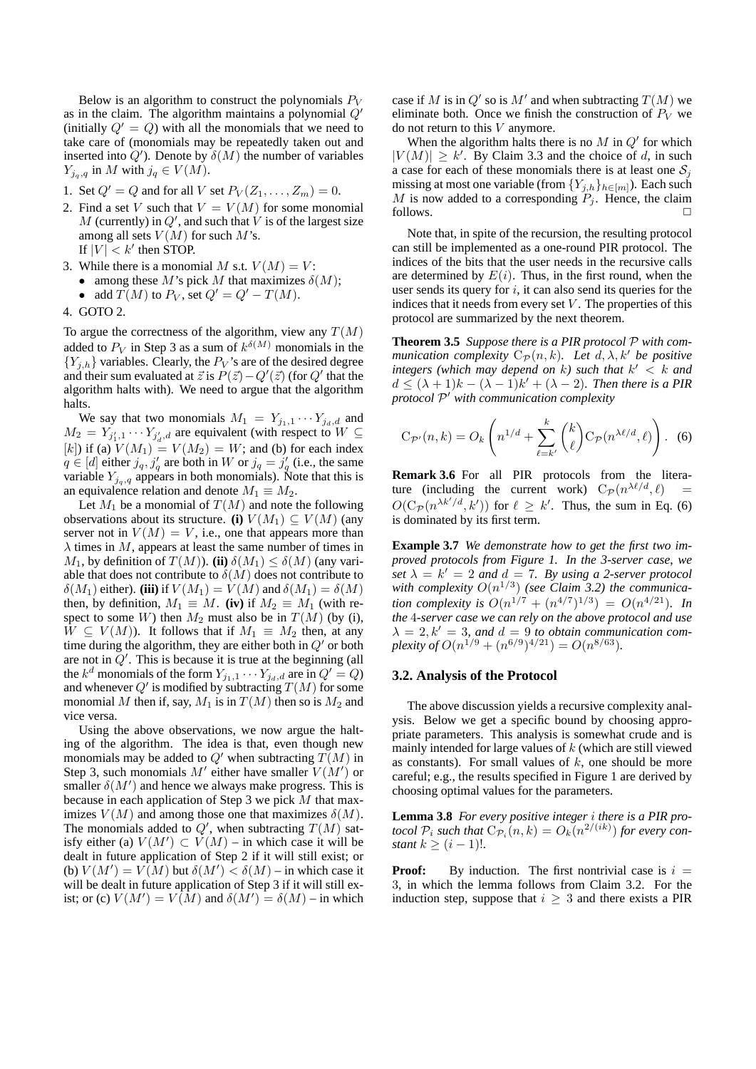Below is an algorithm to construct the polynomials $P_V$ as in the claim. The algorithm maintains a polynomial $Q'$ (initially $Q' = Q$) with all the monomials that we need to take care of (monomials may be repeatedly taken out and inserted into $Q'$). Denote by $\delta(M)$ the number of variables $Y_{j_q,q}$ in $M$ with $j_q \in V(M)$.

1. Set $Q' = Q$ and for all $V$ set $P_V(Z_1, \ldots, Z_m) = 0$.
2. Find a set $V$ such that $V = V(M)$ for some monomial $M$ (currently) in $Q'$, and such that $V$ is of the largest size among all sets $V(M)$ for such $M$'s.
   If $|V| < k'$ then STOP.
3. While there is a monomial $M$ s.t. $V(M) = V$:
   - among these $M$'s pick $M$ that maximizes $\delta(M)$;
   - add $T(M)$ to $P_V$, set $Q' = Q' - T(M)$.
4. GOTO 2.

To argue the correctness of the algorithm, view any $T(M)$ added to $P_V$ in Step 3 as a sum of $k^{\delta(M)}$ monomials in the $\{Y_{j,h}\}$ variables. Clearly, the $P_V$'s are of the desired degree and their sum evaluated at $\vec{z}$ is $P(\vec{z}) - Q'(\vec{z})$ (for $Q'$ that the algorithm halts with). We need to argue that the algorithm halts.

We say that two monomials $M_1 = Y_{j_1,1} \cdots Y_{j_d,d}$ and $M_2 = Y_{j'_1,1} \cdots Y_{j'_d,d}$ are equivalent (with respect to $W \subseteq [k]$) if (a) $V(M_1) = V(M_2) = W$; and (b) for each index $q \in [d]$ either $j_q, j'_q$ are both in $W$ or $j_q = j'_q$ (i.e., the same variable $Y_{j_q,q}$ appears in both monomials). Note that this is an equivalence relation and denote $M_1 \equiv M_2$.

Let $M_1$ be a monomial of $T(M)$ and note the following observations about its structure. **(i)** $V(M_1) \subseteq V(M)$ (any server not in $V(M) = V$, i.e., one that appears more than $\lambda$ times in $M$, appears at least the same number of times in $M_1$, by definition of $T(M)$). **(ii)** $\delta(M_1) \le \delta(M)$ (any variable that does not contribute to $\delta(M)$ does not contribute to $\delta(M_1)$ either). **(iii)** if $V(M_1) = V(M)$ and $\delta(M_1) = \delta(M)$ then, by definition, $M_1 \equiv M$. **(iv)** if $M_2 \equiv M_1$ (with respect to some $W$) then $M_2$ must also be in $T(M)$ (by (i), $W \subseteq V(M)$). It follows that if $M_1 \equiv M_2$ then, at any time during the algorithm, they are either both in $Q'$ or both are not in $Q'$. This is because it is true at the beginning (all the $k^d$ monomials of the form $Y_{j_1,1} \cdots Y_{j_d,d}$ are in $Q' = Q$) and whenever $Q'$ is modified by subtracting $T(M)$ for some monomial $M$ then if, say, $M_1$ is in $T(M)$ then so is $M_2$ and vice versa.

Using the above observations, we now argue the halting of the algorithm. The idea is that, even though new monomials may be added to $Q'$ when subtracting $T(M)$ in Step 3, such monomials $M'$ either have smaller $V(M')$ or smaller $\delta(M')$ and hence we always make progress. This is because in each application of Step 3 we pick $M$ that maximizes $V(M)$ and among those one that maximizes $\delta(M)$. The monomials added to $Q'$, when subtracting $T(M)$ satisfy either (a) $V(M') \subset V(M)$ – in which case it will be dealt in future application of Step 2 if it will still exist; or (b) $V(M') = V(M)$ but $\delta(M') < \delta(M)$ – in which case it will be dealt in future application of Step 3 if it will still exist; or (c) $V(M') = V(M)$ and $\delta(M') = \delta(M)$ – in which case if $M$ is in $Q'$ so is $M'$ and when subtracting $T(M)$ we eliminate both. Once we finish the construction of $P_V$ we do not return to this $V$ anymore.

When the algorithm halts there is no $M$ in $Q'$ for which $|V(M)| \ge k'$. By Claim 3.3 and the choice of $d$, in such a case for each of these monomials there is at least one $\mathcal{S}_j$ missing at most one variable (from $\{Y_{j,h}\}_{h \in [m]}$). Each such $M$ is now added to a corresponding $P_j$. Hence, the claim follows. □

Note that, in spite of the recursion, the resulting protocol can still be implemented as a one-round PIR protocol. The indices of the bits that the user needs in the recursive calls are determined by $E(i)$. Thus, in the first round, when the user sends its query for $i$, it can also send its queries for the indices that it needs from every set $V$. The properties of this protocol are summarized by the next theorem.

**Theorem 3.5** *Suppose there is a PIR protocol $\mathcal{P}$ with communication complexity $\mathrm{C}_{\mathcal{P}}(n,k)$. Let $d, \lambda, k'$ be positive integers (which may depend on $k$) such that $k' < k$ and $d \le (\lambda+1)k - (\lambda-1)k' + (\lambda-2)$. Then there is a PIR protocol $\mathcal{P}'$ with communication complexity*

$$\mathrm{C}_{\mathcal{P}'}(n,k) = O_k\left(n^{1/d} + \sum_{\ell=k'}^{k} \binom{k}{\ell} \mathrm{C}_{\mathcal{P}}(n^{\lambda\ell/d}, \ell)\right). \quad (6)$$

**Remark 3.6** For all PIR protocols from the literature (including the current work) $\mathrm{C}_{\mathcal{P}}(n^{\lambda\ell/d}, \ell) = O(\mathrm{C}_{\mathcal{P}}(n^{\lambda k'/d}, k'))$ for $\ell \ge k'$. Thus, the sum in Eq. (6) is dominated by its first term.

**Example 3.7** *We demonstrate how to get the first two improved protocols from Figure 1. In the 3-server case, we set $\lambda = k' = 2$ and $d = 7$. By using a 2-server protocol with complexity $O(n^{1/3})$ (see Claim 3.2) the communication complexity is $O(n^{1/7} + (n^{4/7})^{1/3}) = O(n^{4/21})$. In the 4-server case we can rely on the above protocol and use $\lambda = 2, k' = 3$, and $d = 9$ to obtain communication complexity of $O(n^{1/9} + (n^{6/9})^{4/21}) = O(n^{8/63})$.*

### 3.2. Analysis of the Protocol

The above discussion yields a recursive complexity analysis. Below we get a specific bound by choosing appropriate parameters. This analysis is somewhat crude and is mainly intended for large values of $k$ (which are still viewed as constants). For small values of $k$, one should be more careful; e.g., the results specified in Figure 1 are derived by choosing optimal values for the parameters.

**Lemma 3.8** *For every positive integer $i$ there is a PIR protocol $\mathcal{P}_i$ such that $\mathrm{C}_{\mathcal{P}_i}(n,k) = O_k(n^{2/(ik)})$ for every constant $k \ge (i-1)!$.*

**Proof:** By induction. The first nontrivial case is $i = 3$, in which the lemma follows from Claim 3.2. For the induction step, suppose that $i \ge 3$ and there exists a PIR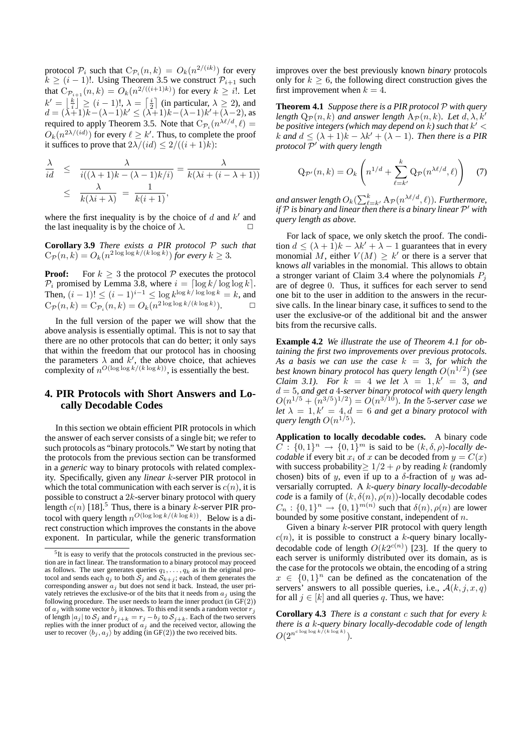protocol $\mathcal{P}_i$ such that $\mathrm{C}_{\mathcal{P}_i}(n,k) = O_k(n^{2/(ik)})$ for every $k \geq (i-1)!$. Using Theorem 3.5 we construct $\mathcal{P}_{i+1}$ such that $\mathrm{C}_{\mathcal{P}_{i+1}}(n,k) = O_k(n^{2/((i+1)k)})$ for every $k \geq i!$. Let $k' = \left\lfloor \frac{k}{i} \right\rfloor \geq (i-1)!$, $\lambda = \left\lceil \frac{i}{2} \right\rceil$ (in particular, $\lambda \geq 2$), and $d = (\lambda+1)k - (\lambda-1)k' \leq (\lambda+1)k - (\lambda-1)k' + (\lambda-2)$, as required to apply Theorem 3.5. Note that $\mathrm{C}_{\mathcal{P}_i}(n^{\lambda\ell/d}, \ell) = O_k(n^{2\lambda/(id)})$ for every $\ell \geq k'$. Thus, to complete the proof it suffices to prove that $2\lambda/(id) \leq 2/((i+1)k)$:

$$
\begin{aligned}
\frac{\lambda}{id} &\leq \frac{\lambda}{i((\lambda+1)k - (\lambda-1)k/i)} = \frac{\lambda}{k(\lambda i + (i - \lambda + 1))} \\
&\leq \frac{\lambda}{k(\lambda i + \lambda)} = \frac{1}{k(i+1)},
\end{aligned}
$$

where the first inequality is by the choice of $d$ and $k'$ and the last inequality is by the choice of $\lambda$. □

**Corollary 3.9** *There exists a PIR protocol $\mathcal{P}$ such that $\mathrm{C}_{\mathcal{P}}(n,k) = O_k(n^{2\log\log k/(k\log k)})$ for every $k \geq 3$.*

**Proof:** For $k \geq 3$ the protocol $\mathcal{P}$ executes the protocol $\mathcal{P}_i$ promised by Lemma 3.8, where $i = \lceil \log k / \log\log k \rceil$. Then, $(i-1)! \leq (i-1)^{i-1} \leq \log k^{\log k/\log\log k} = k$, and $\mathrm{C}_{\mathcal{P}}(n,k) = \mathrm{C}_{\mathcal{P}_i}(n,k) = O_k(n^{2\log\log k/(k\log k)})$. □

In the full version of the paper we will show that the above analysis is essentially optimal. This is not to say that there are no other protocols that can do better; it only says that within the freedom that our protocol has in choosing the parameters $\lambda$ and $k'$, the above choice, that achieves complexity of $n^{O(\log\log k/(k\log k))}$, is essentially the best.

## 4. PIR Protocols with Short Answers and Locally Decodable Codes

In this section we obtain efficient PIR protocols in which the answer of each server consists of a single bit; we refer to such protocols as "binary protocols." We start by noting that the protocols from the previous section can be transformed in a *generic* way to binary protocols with related complexity. Specifically, given any *linear* $k$-server PIR protocol in which the total communication with each server is $c(n)$, it is possible to construct a $2k$-server binary protocol with query length $c(n)$ [18].[5] Thus, there is a binary $k$-server PIR protocol with query length $n^{O(\log\log k/(k\log k))}$. Below is a direct construction which improves the constants in the above exponent. In particular, while the generic transformation improves over the best previously known *binary* protocols only for $k \geq 6$, the following direct construction gives the first improvement when $k = 4$.

**Theorem 4.1** *Suppose there is a PIR protocol $\mathcal{P}$ with query length $\mathrm{Q}_{\mathcal{P}}(n,k)$ and answer length $\mathrm{A}_{\mathcal{P}}(n,k)$. Let $d, \lambda, k'$ be positive integers (which may depend on $k$) such that $k' < k$ and $d \leq (\lambda+1)k - \lambda k' + (\lambda - 1)$. Then there is a PIR protocol $\mathcal{P}'$ with query length*

$$
\mathrm{Q}_{\mathcal{P}'}(n,k) = O_k\left(n^{1/d} + \sum_{\ell=k'}^{k} \mathrm{Q}_{\mathcal{P}}(n^{\lambda\ell/d}, \ell)\right) \quad (7)
$$

*and answer length $O_k(\sum_{\ell=k'}^{k} \mathrm{A}_{\mathcal{P}}(n^{\lambda\ell/d}, \ell))$. Furthermore, if $\mathcal{P}$ is binary and linear then there is a binary linear $\mathcal{P}'$ with query length as above.*

For lack of space, we only sketch the proof. The condition $d \leq (\lambda+1)k - \lambda k' + \lambda - 1$ guarantees that in every monomial $M$, either $V(M) \geq k'$ or there is a server that knows *all* variables in the monomial. This allows to obtain a stronger variant of Claim 3.4 where the polynomials $P_j$ are of degree 0. Thus, it suffices for each server to send one bit to the user in addition to the answers in the recursive calls. In the linear binary case, it suffices to send to the user the exclusive-or of the additional bit and the answer bits from the recursive calls.

**Example 4.2** *We illustrate the use of Theorem 4.1 for obtaining the first two improvements over previous protocols. As a basis we can use the case $k = 3$, for which the best known binary protocol has query length $O(n^{1/2})$ (see Claim 3.1). For $k = 4$ we let $\lambda = 1, k' = 3$, and $d = 5$, and get a 4-server binary protocol with query length $O(n^{1/5} + (n^{3/5})^{1/2}) = O(n^{3/10})$. In the 5-server case we let $\lambda = 1, k' = 4, d = 6$ and get a binary protocol with query length $O(n^{1/5})$.*

**Application to locally decodable codes.** A binary code $C : \{0,1\}^n \rightarrow \{0,1\}^m$ is said to be $(k, \delta, \rho)$*-locally decodable* if every bit $x_i$ of $x$ can be decoded from $y = C(x)$ with success probability$\geq 1/2 + \rho$ by reading $k$ (randomly chosen) bits of $y$, even if up to a $\delta$-fraction of $y$ was adversarially corrupted. A *$k$-query binary locally-decodable code* is a family of $(k, \delta(n), \rho(n))$-locally decodable codes $C_n : \{0,1\}^n \rightarrow \{0,1\}^{m(n)}$ such that $\delta(n), \rho(n)$ are lower bounded by some positive constant, independent of $n$.

Given a binary $k$-server PIR protocol with query length $c(n)$, it is possible to construct a $k$-query binary locally-decodable code of length $O(k2^{c(n)})$ [23]. If the query to each server is uniformly distributed over its domain, as is the case for the protocols we obtain, the encoding of a string $x \in \{0,1\}^n$ can be defined as the concatenation of the servers' answers to all possible queries, i.e., $\mathcal{A}(k,j,x,q)$ for all $j \in [k]$ and all queries $q$. Thus, we have:

**Corollary 4.3** *There is a constant $c$ such that for every $k$ there is a $k$-query binary locally-decodable code of length $O(2^{n^{c\log\log k/(k\log k)}})$.*

---

[5] It is easy to verify that the protocols constructed in the previous section are in fact linear. The transformation to a binary protocol may proceed as follows. The user generates queries $q_1, \ldots, q_k$ as in the original protocol and sends each $q_j$ to both $\mathcal{S}_j$ and $\mathcal{S}_{k+j}$; each of them generates the corresponding answer $a_j$ but does not send it back. Instead, the user privately retrieves the exclusive-or of the bits that it needs from $a_j$ using the following procedure. The user needs to learn the inner product (in GF(2)) of $a_j$ with some vector $b_j$ it knows. To this end it sends a random vector $r_j$ of length $|a_j|$ to $\mathcal{S}_j$ and $r_{j+k} = r_j - b_j$ to $\mathcal{S}_{j+k}$. Each of the two servers replies with the inner product of $a_j$ and the received vector, allowing the user to recover $\langle b_j, a_j \rangle$ by adding (in GF(2)) the two received bits.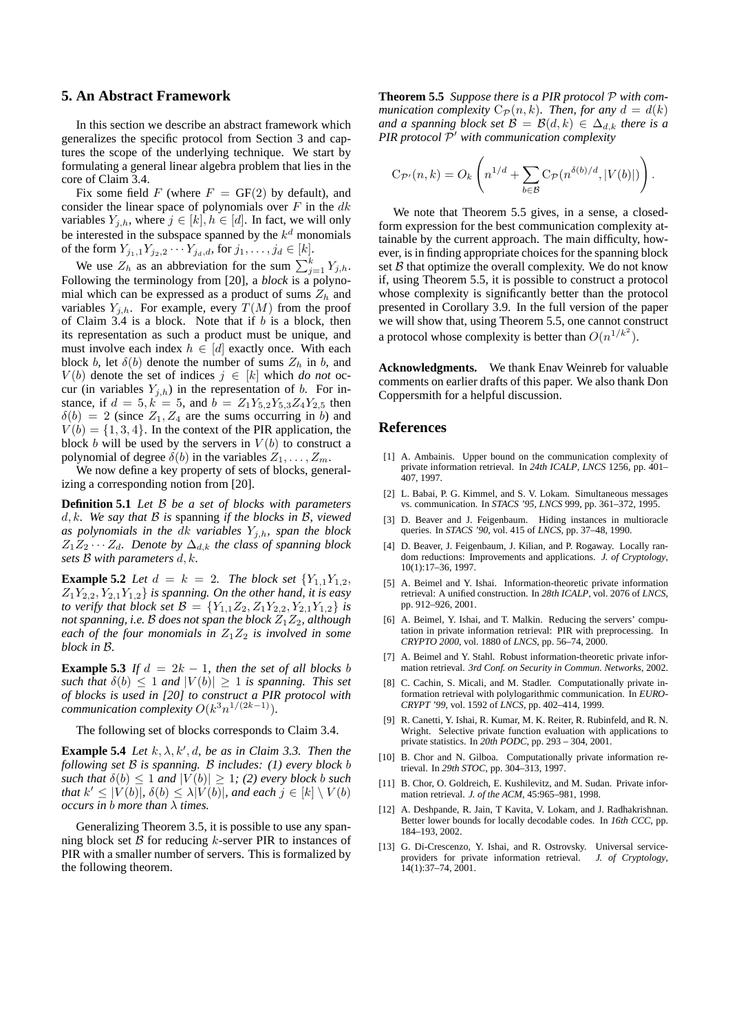## 5. An Abstract Framework

In this section we describe an abstract framework which generalizes the specific protocol from Section 3 and captures the scope of the underlying technique. We start by formulating a general linear algebra problem that lies in the core of Claim 3.4.

Fix some field $F$ (where $F = \mathrm{GF}(2)$ by default), and consider the linear space of polynomials over $F$ in the $dk$ variables $Y_{j,h}$, where $j \in [k], h \in [d]$. In fact, we will only be interested in the subspace spanned by the $k^d$ monomials of the form $Y_{j_1,1}Y_{j_2,2}\cdots Y_{j_d,d}$, for $j_1,\ldots,j_d \in [k]$.

We use $Z_h$ as an abbreviation for the sum $\sum_{j=1}^{k} Y_{j,h}$. Following the terminology from [20], a *block* is a polynomial which can be expressed as a product of sums $Z_h$ and variables $Y_{j,h}$. For example, every $T(M)$ from the proof of Claim 3.4 is a block. Note that if $b$ is a block, then its representation as such a product must be unique, and must involve each index $h \in [d]$ exactly once. With each block $b$, let $\delta(b)$ denote the number of sums $Z_h$ in $b$, and $V(b)$ denote the set of indices $j \in [k]$ which *do not* occur (in variables $Y_{j,h}$) in the representation of $b$. For instance, if $d = 5, k = 5$, and $b = Z_1 Y_{5,2} Y_{5,3} Z_4 Y_{2,5}$ then $\delta(b) = 2$ (since $Z_1, Z_4$ are the sums occurring in $b$) and $V(b) = \{1,3,4\}$. In the context of the PIR application, the block $b$ will be used by the servers in $V(b)$ to construct a polynomial of degree $\delta(b)$ in the variables $Z_1,\ldots,Z_m$.

We now define a key property of sets of blocks, generalizing a corresponding notion from [20].

**Definition 5.1** *Let $\mathcal{B}$ be a set of blocks with parameters $d,k$. We say that $\mathcal{B}$ is* spanning *if the blocks in $\mathcal{B}$, viewed as polynomials in the $dk$ variables $Y_{j,h}$, span the block $Z_1Z_2\cdots Z_d$. Denote by $\Delta_{d,k}$ the class of spanning block sets $\mathcal{B}$ with parameters $d,k$.*

**Example 5.2** *Let $d = k = 2$. The block set $\{Y_{1,1}Y_{1,2}, Z_1Y_{2,2}, Y_{2,1}Y_{1,2}\}$ is spanning. On the other hand, it is easy to verify that block set $\mathcal{B} = \{Y_{1,1}Z_2, Z_1Y_{2,2}, Y_{2,1}Y_{1,2}\}$ is not spanning, i.e. $\mathcal{B}$ does not span the block $Z_1Z_2$, although each of the four monomials in $Z_1Z_2$ is involved in some block in $\mathcal{B}$.*

**Example 5.3** *If $d = 2k-1$, then the set of all blocks $b$ such that $\delta(b) \le 1$ and $|V(b)| \ge 1$ is spanning. This set of blocks is used in [20] to construct a PIR protocol with communication complexity $O(k^3 n^{1/(2k-1)})$.*

The following set of blocks corresponds to Claim 3.4.

**Example 5.4** *Let $k, \lambda, k', d$, be as in Claim 3.3. Then the following set $\mathcal{B}$ is spanning. $\mathcal{B}$ includes: (1) every block $b$ such that $\delta(b) \le 1$ and $|V(b)| \ge 1$; (2) every block $b$ such that $k' \le |V(b)|$, $\delta(b) \le \lambda |V(b)|$, and each $j \in [k] \setminus V(b)$ occurs in $b$ more than $\lambda$ times.*

Generalizing Theorem 3.5, it is possible to use any spanning block set $\mathcal{B}$ for reducing $k$-server PIR to instances of PIR with a smaller number of servers. This is formalized by the following theorem.

**Theorem 5.5** *Suppose there is a PIR protocol $\mathcal{P}$ with communication complexity $\mathrm{C}_{\mathcal{P}}(n,k)$. Then, for any $d = d(k)$ and a spanning block set $\mathcal{B} = \mathcal{B}(d,k) \in \Delta_{d,k}$ there is a PIR protocol $\mathcal{P}'$ with communication complexity*

$$\mathrm{C}_{\mathcal{P}'}(n,k) = O_k\left(n^{1/d} + \sum_{b\in\mathcal{B}} \mathrm{C}_{\mathcal{P}}(n^{\delta(b)/d}, |V(b)|)\right).$$

We note that Theorem 5.5 gives, in a sense, a closed-form expression for the best communication complexity attainable by the current approach. The main difficulty, however, is in finding appropriate choices for the spanning block set $\mathcal{B}$ that optimize the overall complexity. We do not know if, using Theorem 5.5, it is possible to construct a protocol whose complexity is significantly better than the protocol presented in Corollary 3.9. In the full version of the paper we will show that, using Theorem 5.5, one cannot construct a protocol whose complexity is better than $O(n^{1/k^2})$.

**Acknowledgments.** We thank Enav Weinreb for valuable comments on earlier drafts of this paper. We also thank Don Coppersmith for a helpful discussion.

## References

[1] A. Ambainis. Upper bound on the communication complexity of private information retrieval. In *24th ICALP*, *LNCS* 1256, pp. 401–407, 1997.

[2] L. Babai, P. G. Kimmel, and S. V. Lokam. Simultaneous messages vs. communication. In *STACS '95*, *LNCS* 999, pp. 361–372, 1995.

[3] D. Beaver and J. Feigenbaum. Hiding instances in multioracle queries. In *STACS '90*, vol. 415 of *LNCS*, pp. 37–48, 1990.

[4] D. Beaver, J. Feigenbaum, J. Kilian, and P. Rogaway. Locally random reductions: Improvements and applications. *J. of Cryptology*, 10(1):17–36, 1997.

[5] A. Beimel and Y. Ishai. Information-theoretic private information retrieval: A unified construction. In *28th ICALP*, vol. 2076 of *LNCS*, pp. 912–926, 2001.

[6] A. Beimel, Y. Ishai, and T. Malkin. Reducing the servers' computation in private information retrieval: PIR with preprocessing. In *CRYPTO 2000*, vol. 1880 of *LNCS*, pp. 56–74, 2000.

[7] A. Beimel and Y. Stahl. Robust information-theoretic private information retrieval. *3rd Conf. on Security in Commun. Networks*, 2002.

[8] C. Cachin, S. Micali, and M. Stadler. Computationally private information retrieval with polylogarithmic communication. In *EUROCRYPT '99*, vol. 1592 of *LNCS*, pp. 402–414, 1999.

[9] R. Canetti, Y. Ishai, R. Kumar, M. K. Reiter, R. Rubinfeld, and R. N. Wright. Selective private function evaluation with applications to private statistics. In *20th PODC*, pp. 293 – 304, 2001.

[10] B. Chor and N. Gilboa. Computationally private information retrieval. In *29th STOC*, pp. 304–313, 1997.

[11] B. Chor, O. Goldreich, E. Kushilevitz, and M. Sudan. Private information retrieval. *J. of the ACM*, 45:965–981, 1998.

[12] A. Deshpande, R. Jain, T Kavita, V. Lokam, and J. Radhakrishnan. Better lower bounds for locally decodable codes. In *16th CCC*, pp. 184–193, 2002.

[13] G. Di-Crescenzo, Y. Ishai, and R. Ostrovsky. Universal service-providers for private information retrieval. *J. of Cryptology*, 14(1):37–74, 2001.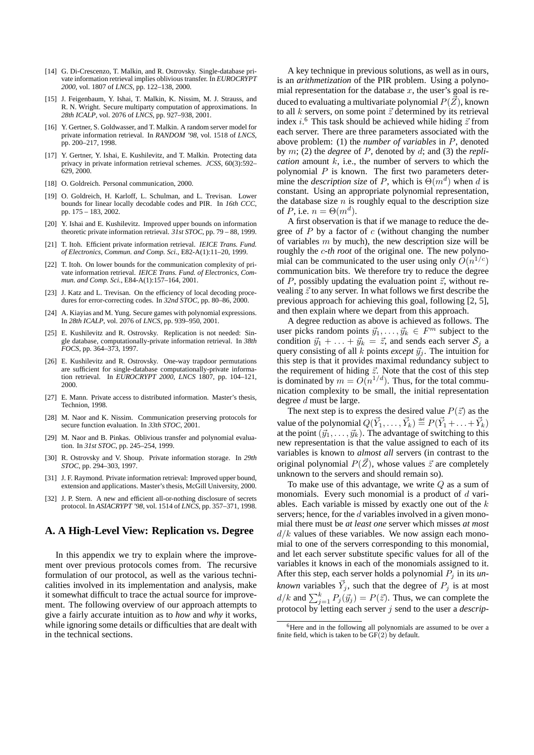[14] G. Di-Crescenzo, T. Malkin, and R. Ostrovsky. Single-database private information retrieval implies oblivious transfer. In *EUROCRYPT 2000*, vol. 1807 of *LNCS*, pp. 122–138, 2000.

[15] J. Feigenbaum, Y. Ishai, T. Malkin, K. Nissim, M. J. Strauss, and R. N. Wright. Secure multiparty computation of approximations. In *28th ICALP*, vol. 2076 of *LNCS*, pp. 927–938, 2001.

[16] Y. Gertner, S. Goldwasser, and T. Malkin. A random server model for private information retrieval. In *RANDOM '98*, vol. 1518 of *LNCS*, pp. 200–217, 1998.

[17] Y. Gertner, Y. Ishai, E. Kushilevitz, and T. Malkin. Protecting data privacy in private information retrieval schemes. *JCSS*, 60(3):592–629, 2000.

[18] O. Goldreich. Personal communication, 2000.

[19] O. Goldreich, H. Karloff, L. Schulman, and L. Trevisan. Lower bounds for linear locally decodable codes and PIR. In *16th CCC*, pp. 175 – 183, 2002.

[20] Y. Ishai and E. Kushilevitz. Improved upper bounds on information theoretic private information retrieval. *31st STOC*, pp. 79 – 88, 1999.

[21] T. Itoh. Efficient private information retrieval. *IEICE Trans. Fund. of Electronics, Commun. and Comp. Sci.*, E82-A(1):11–20, 1999.

[22] T. Itoh. On lower bounds for the communication complexity of private information retrieval. *IEICE Trans. Fund. of Electronics, Commun. and Comp. Sci.*, E84-A(1):157–164, 2001.

[23] J. Katz and L. Trevisan. On the efficiency of local decoding procedures for error-correcting codes. In *32nd STOC*, pp. 80–86, 2000.

[24] A. Kiayias and M. Yung. Secure games with polynomial expressions. In *28th ICALP*, vol. 2076 of *LNCS*, pp. 939–950, 2001.

[25] E. Kushilevitz and R. Ostrovsky. Replication is not needed: Single database, computationally-private information retrieval. In *38th FOCS*, pp. 364–373, 1997.

[26] E. Kushilevitz and R. Ostrovsky. One-way trapdoor permutations are sufficient for single-database computationally-private information retrieval. In *EUROCRYPT 2000, LNCS* 1807, pp. 104–121, 2000.

[27] E. Mann. Private access to distributed information. Master's thesis, Technion, 1998.

[28] M. Naor and K. Nissim. Communication preserving protocols for secure function evaluation. In *33th STOC*, 2001.

[29] M. Naor and B. Pinkas. Oblivious transfer and polynomial evaluation. In *31st STOC*, pp. 245–254, 1999.

[30] R. Ostrovsky and V. Shoup. Private information storage. In *29th STOC*, pp. 294–303, 1997.

[31] J. F. Raymond. Private information retrieval: Improved upper bound, extension and applications. Master's thesis, McGill University, 2000.

[32] J. P. Stern. A new and efficient all-or-nothing disclosure of secrets protocol. In *ASIACRYPT '98*, vol. 1514 of *LNCS*, pp. 357–371, 1998.

## A. A High-Level View: Replication vs. Degree

In this appendix we try to explain where the improvement over previous protocols comes from. The recursive formulation of our protocol, as well as the various technicalities involved in its implementation and analysis, make it somewhat difficult to trace the actual source for improvement. The following overview of our approach attempts to give a fairly accurate intuition as to *how* and *why* it works, while ignoring some details or difficulties that are dealt with in the technical sections.

A key technique in previous solutions, as well as in ours, is an *arithmetization* of the PIR problem. Using a polynomial representation for the database $x$, the user's goal is reduced to evaluating a multivariate polynomial $P(\vec{Z})$, known to all $k$ servers, on some point $\vec{z}$ determined by its retrieval index $i$.[6] This task should be achieved while hiding $\vec{z}$ from each server. There are three parameters associated with the above problem: (1) the *number of variables* in $P$, denoted by $m$; (2) the *degree* of $P$, denoted by $d$; and (3) the *replication* amount $k$, i.e., the number of servers to which the polynomial $P$ is known. The first two parameters determine the *description size* of $P$, which is $\Theta(m^d)$ when $d$ is constant. Using an appropriate polynomial representation, the database size $n$ is roughly equal to the description size of $P$, i.e. $n = \Theta(m^d)$.

A first observation is that if we manage to reduce the degree of $P$ by a factor of $c$ (without changing the number of variables $m$ by much), the new description size will be roughly the $c$*-th root* of the original one. The new polynomial can be communicated to the user using only $O(n^{1/c})$ communication bits. We therefore try to reduce the degree of $P$, possibly updating the evaluation point $\vec{z}$, without revealing $\vec{z}$ to any server. In what follows we first describe the previous approach for achieving this goal, following [2, 5], and then explain where we depart from this approach.

A degree reduction as above is achieved as follows. The user picks random points $\vec{y}_1, \ldots, \vec{y}_k \in F^m$ subject to the condition $\vec{y}_1 + \ldots + \vec{y}_k = \vec{z}$, and sends each server $\mathcal{S}_j$ a query consisting of all $k$ points *except* $\vec{y}_j$. The intuition for this step is that it provides maximal redundancy subject to the requirement of hiding $\vec{z}$. Note that the cost of this step is dominated by $m = O(n^{1/d})$. Thus, for the total communication complexity to be small, the initial representation degree $d$ must be large.

The next step is to express the desired value $P(\vec{z})$ as the value of the polynomial $Q(\vec{Y}_1, \ldots, \vec{Y}_k) \stackrel{\text{def}}{=} P(\vec{Y}_1 + \ldots + \vec{Y}_k)$ at the point $(\vec{y}_1, \ldots, \vec{y}_k)$. The advantage of switching to this new representation is that the value assigned to each of its variables is known to *almost all* servers (in contrast to the original polynomial $P(\vec{Z})$, whose values $\vec{z}$ are completely unknown to the servers and should remain so).

To make use of this advantage, we write $Q$ as a sum of monomials. Every such monomial is a product of $d$ variables. Each variable is missed by exactly one out of the $k$ servers; hence, for the $d$ variables involved in a given monomial there must be *at least one* server which misses *at most* $d/k$ values of these variables. We now assign each monomial to one of the servers corresponding to this monomial, and let each server substitute specific values for all of the variables it knows in each of the monomials assigned to it. After this step, each server holds a polynomial $P_j$ in its *unknown* variables $\vec{Y}_j$, such that the degree of $P_j$ is at most $d/k$ and $\sum_{j=1}^{k} P_j(\vec{y}_j) = P(\vec{z})$. Thus, we can complete the protocol by letting each server $j$ send to the user a *descrip-*

[6] Here and in the following all polynomials are assumed to be over a finite field, which is taken to be GF(2) by default.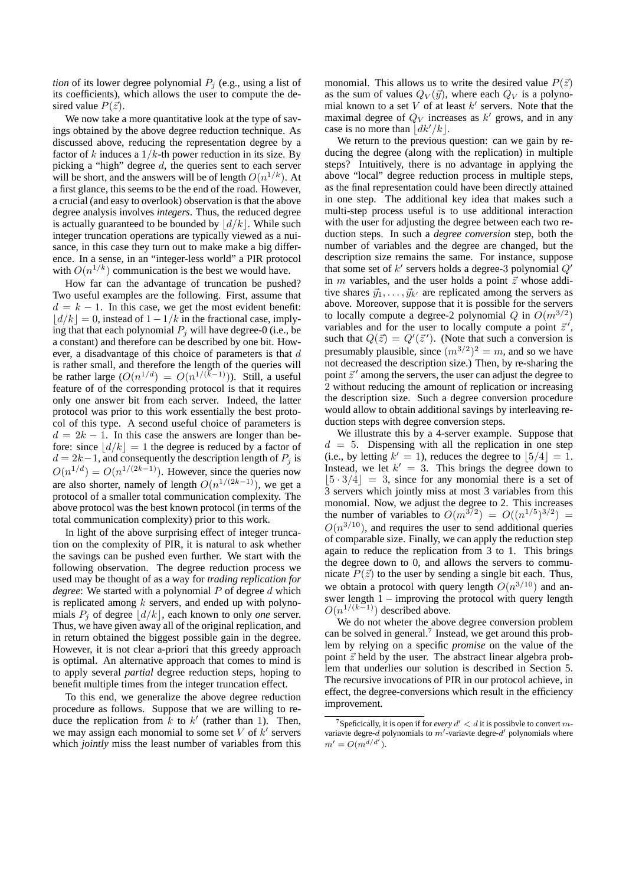*tion* of its lower degree polynomial $P_j$ (e.g., using a list of its coefficients), which allows the user to compute the desired value $P(\vec{z})$.

We now take a more quantitative look at the type of savings obtained by the above degree reduction technique. As discussed above, reducing the representation degree by a factor of $k$ induces a $1/k$-th power reduction in its size. By picking a "high" degree $d$, the queries sent to each server will be short, and the answers will be of length $O(n^{1/k})$. At a first glance, this seems to be the end of the road. However, a crucial (and easy to overlook) observation is that the above degree analysis involves *integers*. Thus, the reduced degree is actually guaranteed to be bounded by $\lfloor d/k \rfloor$. While such integer truncation operations are typically viewed as a nuisance, in this case they turn out to make make a big difference. In a sense, in an "integer-less world" a PIR protocol with $O(n^{1/k})$ communication is the best we would have.

How far can the advantage of truncation be pushed? Two useful examples are the following. First, assume that $d = k - 1$. In this case, we get the most evident benefit: $\lfloor d/k \rfloor = 0$, instead of $1 - 1/k$ in the fractional case, implying that that each polynomial $P_j$ will have degree-0 (i.e., be a constant) and therefore can be described by one bit. However, a disadvantage of this choice of parameters is that $d$ is rather small, and therefore the length of the queries will be rather large ($O(n^{1/d}) = O(n^{1/(k-1)})$). Still, a useful feature of of the corresponding protocol is that it requires only one answer bit from each server. Indeed, the latter protocol was prior to this work essentially the best protocol of this type. A second useful choice of parameters is $d = 2k - 1$. In this case the answers are longer than before: since $\lfloor d/k \rfloor = 1$ the degree is reduced by a factor of $d = 2k-1$, and consequently the description length of $P_j$ is $O(n^{1/d}) = O(n^{1/(2k-1)})$. However, since the queries now are also shorter, namely of length $O(n^{1/(2k-1)})$, we get a protocol of a smaller total communication complexity. The above protocol was the best known protocol (in terms of the total communication complexity) prior to this work.

In light of the above surprising effect of integer truncation on the complexity of PIR, it is natural to ask whether the savings can be pushed even further. We start with the following observation. The degree reduction process we used may be thought of as a way for *trading replication for degree*: We started with a polynomial $P$ of degree $d$ which is replicated among $k$ servers, and ended up with polynomials $P_j$ of degree $\lfloor d/k \rfloor$, each known to only *one* server. Thus, we have given away all of the original replication, and in return obtained the biggest possible gain in the degree. However, it is not clear a-priori that this greedy approach is optimal. An alternative approach that comes to mind is to apply several *partial* degree reduction steps, hoping to benefit multiple times from the integer truncation effect.

To this end, we generalize the above degree reduction procedure as follows. Suppose that we are willing to reduce the replication from $k$ to $k'$ (rather than 1). Then, we may assign each monomial to some set $V$ of $k'$ servers which *jointly* miss the least number of variables from this monomial. This allows us to write the desired value $P(\vec{z})$ as the sum of values $Q_V(\vec{y})$, where each $Q_V$ is a polynomial known to a set $V$ of at least $k'$ servers. Note that the maximal degree of $Q_V$ increases as $k'$ grows, and in any case is no more than $\lfloor dk'/k \rfloor$.

We return to the previous question: can we gain by reducing the degree (along with the replication) in multiple steps? Intuitively, there is no advantage in applying the above "local" degree reduction process in multiple steps, as the final representation could have been directly attained in one step. The additional key idea that makes such a multi-step process useful is to use additional interaction with the user for adjusting the degree between each two reduction steps. In such a *degree conversion* step, both the number of variables and the degree are changed, but the description size remains the same. For instance, suppose that some set of $k'$ servers holds a degree-3 polynomial $Q'$ in $m$ variables, and the user holds a point $\vec{z}$ whose additive shares $\vec{y}_1, \ldots, \vec{y}_{k'}$ are replicated among the servers as above. Moreover, suppose that it is possible for the servers to locally compute a degree-2 polynomial $Q$ in $O(m^{3/2})$ variables and for the user to locally compute a point $\vec{z}'$, such that $Q(\vec{z}) = Q'(\vec{z}')$. (Note that such a conversion is presumably plausible, since $(m^{3/2})^2 = m$, and so we have not decreased the description size.) Then, by re-sharing the point $\vec{z}'$ among the servers, the user can adjust the degree to 2 without reducing the amount of replication or increasing the description size. Such a degree conversion procedure would allow to obtain additional savings by interleaving reduction steps with degree conversion steps.

We illustrate this by a 4-server example. Suppose that $d = 5$. Dispensing with all the replication in one step (i.e., by letting $k' = 1$), reduces the degree to $\lfloor 5/4 \rfloor = 1$. Instead, we let $k' = 3$. This brings the degree down to $\lfloor 5 \cdot 3/4 \rfloor = 3$, since for any monomial there is a set of 3 servers which jointly miss at most 3 variables from this monomial. Now, we adjust the degree to 2. This increases the number of variables to $O(m^{3/2}) = O((n^{1/5})^{3/2}) = O(n^{3/10})$, and requires the user to send additional queries of comparable size. Finally, we can apply the reduction step again to reduce the replication from 3 to 1. This brings the degree down to 0, and allows the servers to communicate $P(\vec{z})$ to the user by sending a single bit each. Thus, we obtain a protocol with query length $O(n^{3/10})$ and answer length 1 – improving the protocol with query length $O(n^{1/(k-1)})$ described above.

We do not wheter the above degree conversion problem can be solved in general.[7] Instead, we get around this problem by relying on a specific *promise* on the value of the point $\vec{z}$ held by the user. The abstract linear algebra problem that underlies our solution is described in Section 5. The recursive invocations of PIR in our protocol achieve, in effect, the degree-conversions which result in the efficiency improvement.

[7] Speficically, it is open if for *every* $d' < d$ it is possibvle to convert $m$-variavte degree-$d$ polynomials to $m'$-variavte degree-$d'$ polynomials where $m' = O(m^{d/d'})$.